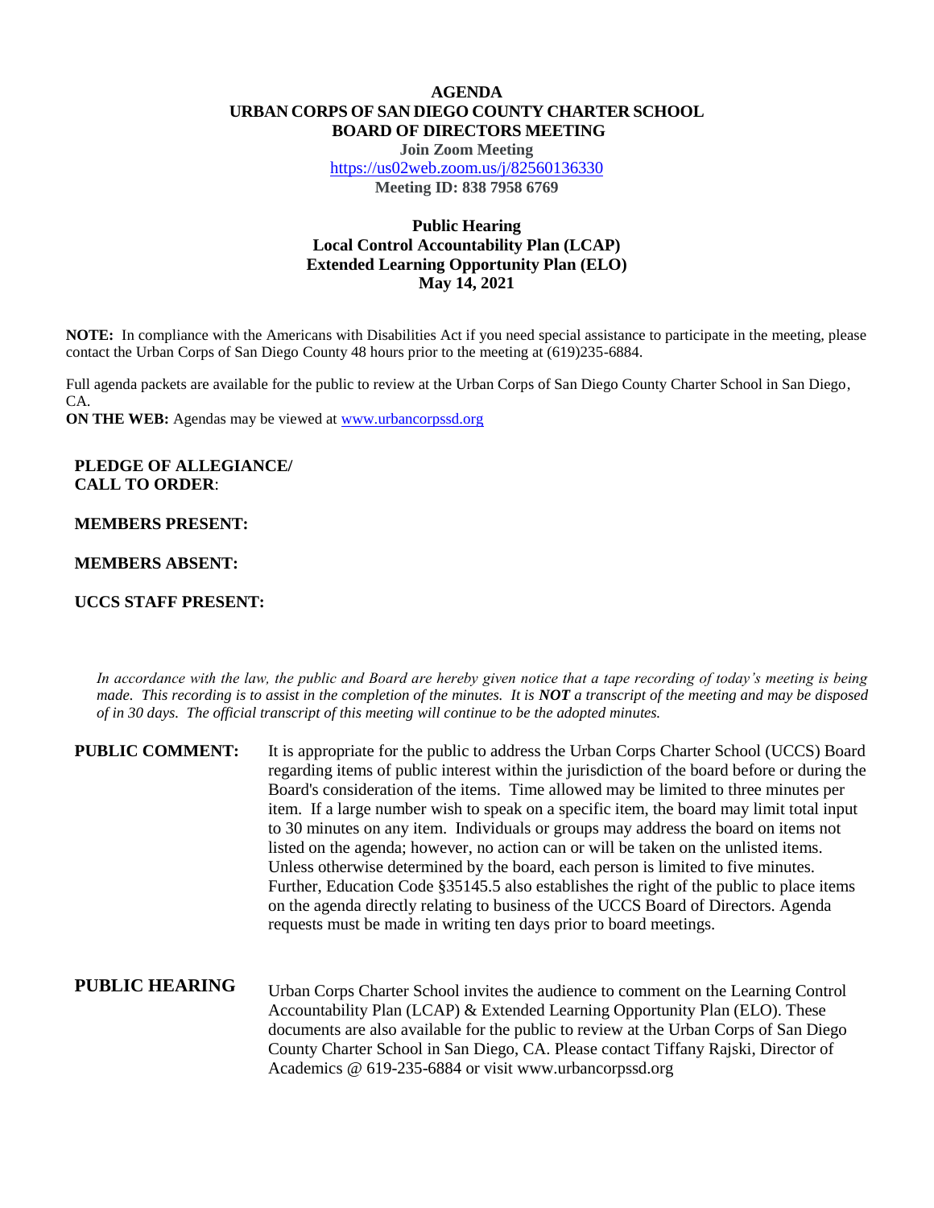# AGENDA
# URBAN CORPS OF SAN DIEGO COUNTY CHARTER SCHOOL
# BOARD OF DIRECTORS MEETING

**Join Zoom Meeting**

https://us02web.zoom.us/j/82560136330

**Meeting ID: 838 7958 6769**

## Public Hearing
## Local Control Accountability Plan (LCAP)
## Extended Learning Opportunity Plan (ELO)
## May 14, 2021

**NOTE:** In compliance with the Americans with Disabilities Act if you need special assistance to participate in the meeting, please contact the Urban Corps of San Diego County 48 hours prior to the meeting at (619)235-6884.

Full agenda packets are available for the public to review at the Urban Corps of San Diego County Charter School in San Diego, CA.

**ON THE WEB:** Agendas may be viewed at www.urbancorpssd.org

**PLEDGE OF ALLEGIANCE/**
**CALL TO ORDER**:

**MEMBERS PRESENT:**

**MEMBERS ABSENT:**

**UCCS STAFF PRESENT:**

*In accordance with the law, the public and Board are hereby given notice that a tape recording of today's meeting is being made. This recording is to assist in the completion of the minutes. It is **NOT** a transcript of the meeting and may be disposed of in 30 days. The official transcript of this meeting will continue to be the adopted minutes.*

**PUBLIC COMMENT:** It is appropriate for the public to address the Urban Corps Charter School (UCCS) Board regarding items of public interest within the jurisdiction of the board before or during the Board's consideration of the items. Time allowed may be limited to three minutes per item. If a large number wish to speak on a specific item, the board may limit total input to 30 minutes on any item. Individuals or groups may address the board on items not listed on the agenda; however, no action can or will be taken on the unlisted items. Unless otherwise determined by the board, each person is limited to five minutes. Further, Education Code §35145.5 also establishes the right of the public to place items on the agenda directly relating to business of the UCCS Board of Directors. Agenda requests must be made in writing ten days prior to board meetings.

**PUBLIC HEARING** Urban Corps Charter School invites the audience to comment on the Learning Control Accountability Plan (LCAP) & Extended Learning Opportunity Plan (ELO). These documents are also available for the public to review at the Urban Corps of San Diego County Charter School in San Diego, CA. Please contact Tiffany Rajski, Director of Academics @ 619-235-6884 or visit www.urbancorpssd.org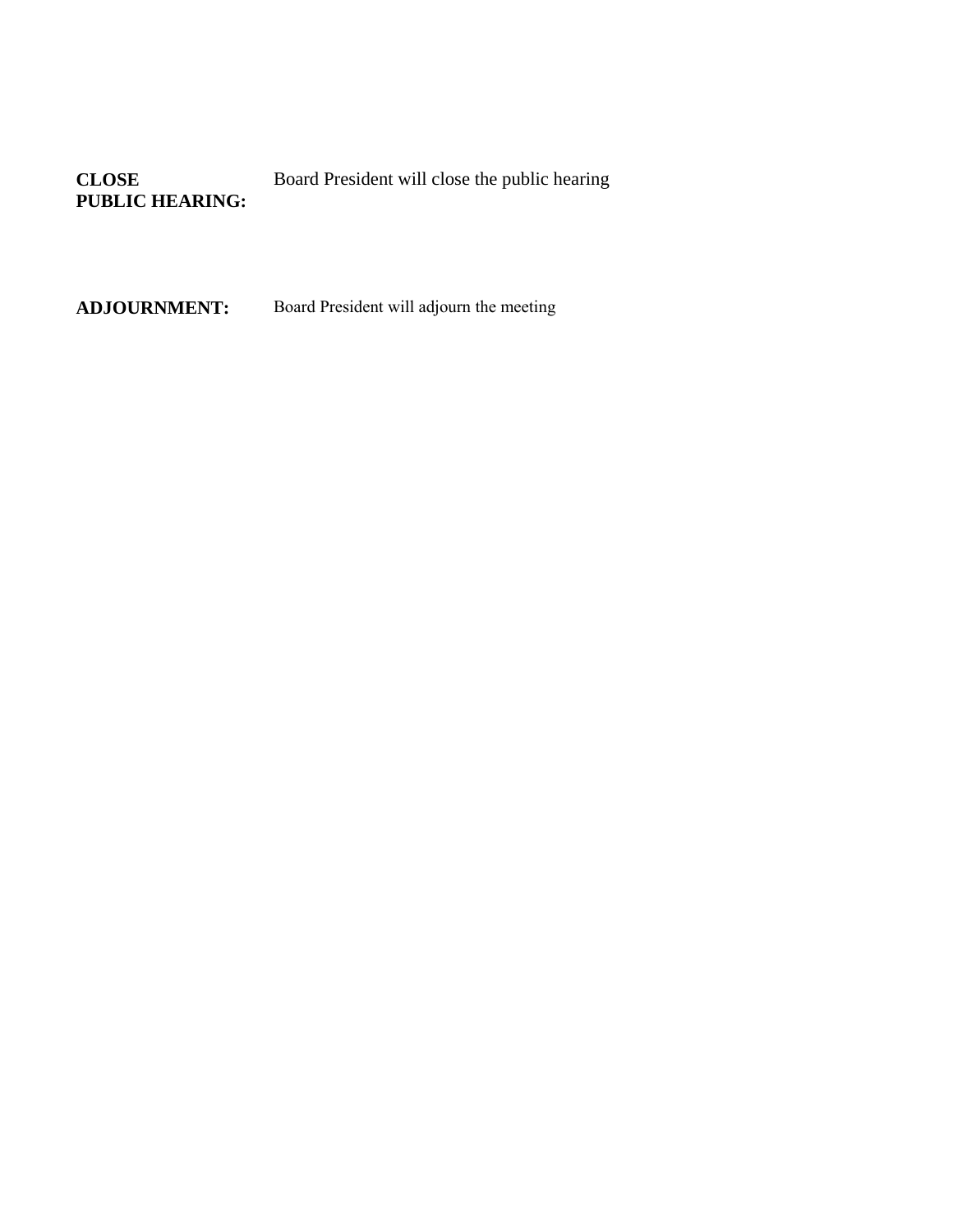**CLOSE PUBLIC HEARING:** Board President will close the public hearing

**ADJOURNMENT:** Board President will adjourn the meeting